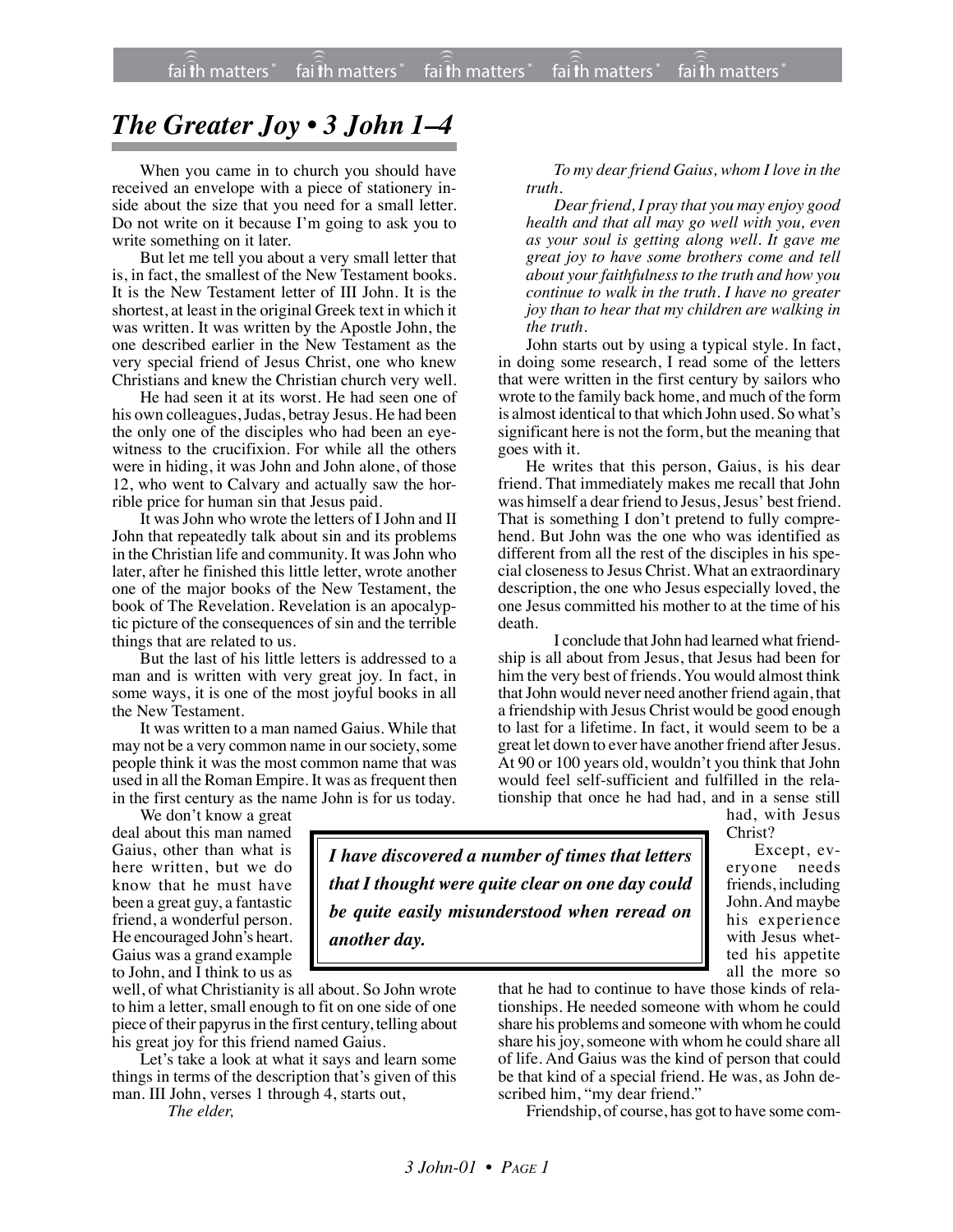# *The Greater Joy • 3 John 1–4*

When you came in to church you should have received an envelope with a piece of stationery inside about the size that you need for a small letter. Do not write on it because I'm going to ask you to write something on it later.

But let me tell you about a very small letter that is, in fact, the smallest of the New Testament books. It is the New Testament letter of III John. It is the shortest, at least in the original Greek text in which it was written. It was written by the Apostle John, the one described earlier in the New Testament as the very special friend of Jesus Christ, one who knew Christians and knew the Christian church very well.

He had seen it at its worst. He had seen one of his own colleagues, Judas, betray Jesus. He had been the only one of the disciples who had been an eyewitness to the crucifixion. For while all the others were in hiding, it was John and John alone, of those 12, who went to Calvary and actually saw the horrible price for human sin that Jesus paid.

It was John who wrote the letters of I John and II John that repeatedly talk about sin and its problems in the Christian life and community. It was John who later, after he finished this little letter, wrote another one of the major books of the New Testament, the book of The Revelation. Revelation is an apocalyptic picture of the consequences of sin and the terrible things that are related to us.

But the last of his little letters is addressed to a man and is written with very great joy. In fact, in some ways, it is one of the most joyful books in all the New Testament.

It was written to a man named Gaius. While that may not be a very common name in our society, some people think it was the most common name that was used in all the Roman Empire. It was as frequent then in the first century as the name John is for us today.

We don't know a great deal about this man named Gaius, other than what is here written, but we do know that he must have been a great guy, a fantastic friend, a wonderful person. He encouraged John's heart. Gaius was a grand example to John, and I think to us as well, of what Christianity is all about. So John wrote to him a letter, small enough to fit on one side of one piece of their papyrus in the first century, telling about his great joy for this friend named Gaius.

> ***I have discovered a number of times that letters that I thought were quite clear on one day could be quite easily misunderstood when reread on another day.***

Let's take a look at what it says and learn some things in terms of the description that's given of this man. III John, verses 1 through 4, starts out,

*The elder,*

*To my dear friend Gaius, whom I love in the truth.*

*Dear friend, I pray that you may enjoy good health and that all may go well with you, even as your soul is getting along well. It gave me great joy to have some brothers come and tell about your faithfulness to the truth and how you continue to walk in the truth. I have no greater joy than to hear that my children are walking in the truth.*

John starts out by using a typical style. In fact, in doing some research, I read some of the letters that were written in the first century by sailors who wrote to the family back home, and much of the form is almost identical to that which John used. So what's significant here is not the form, but the meaning that goes with it.

He writes that this person, Gaius, is his dear friend. That immediately makes me recall that John was himself a dear friend to Jesus, Jesus' best friend. That is something I don't pretend to fully comprehend. But John was the one who was identified as different from all the rest of the disciples in his special closeness to Jesus Christ. What an extraordinary description, the one who Jesus especially loved, the one Jesus committed his mother to at the time of his death.

I conclude that John had learned what friendship is all about from Jesus, that Jesus had been for him the very best of friends. You would almost think that John would never need another friend again, that a friendship with Jesus Christ would be good enough to last for a lifetime. In fact, it would seem to be a great let down to ever have another friend after Jesus. At 90 or 100 years old, wouldn't you think that John would feel self-sufficient and fulfilled in the relationship that once he had had, and in a sense still had, with Jesus Christ?

Except, everyone needs friends, including John. And maybe his experience with Jesus whetted his appetite all the more so that he had to continue to have those kinds of relationships. He needed someone with whom he could share his problems and someone with whom he could share his joy, someone with whom he could share all of life. And Gaius was the kind of person that could be that kind of a special friend. He was, as John described him, "my dear friend."

Friendship, of course, has got to have some com-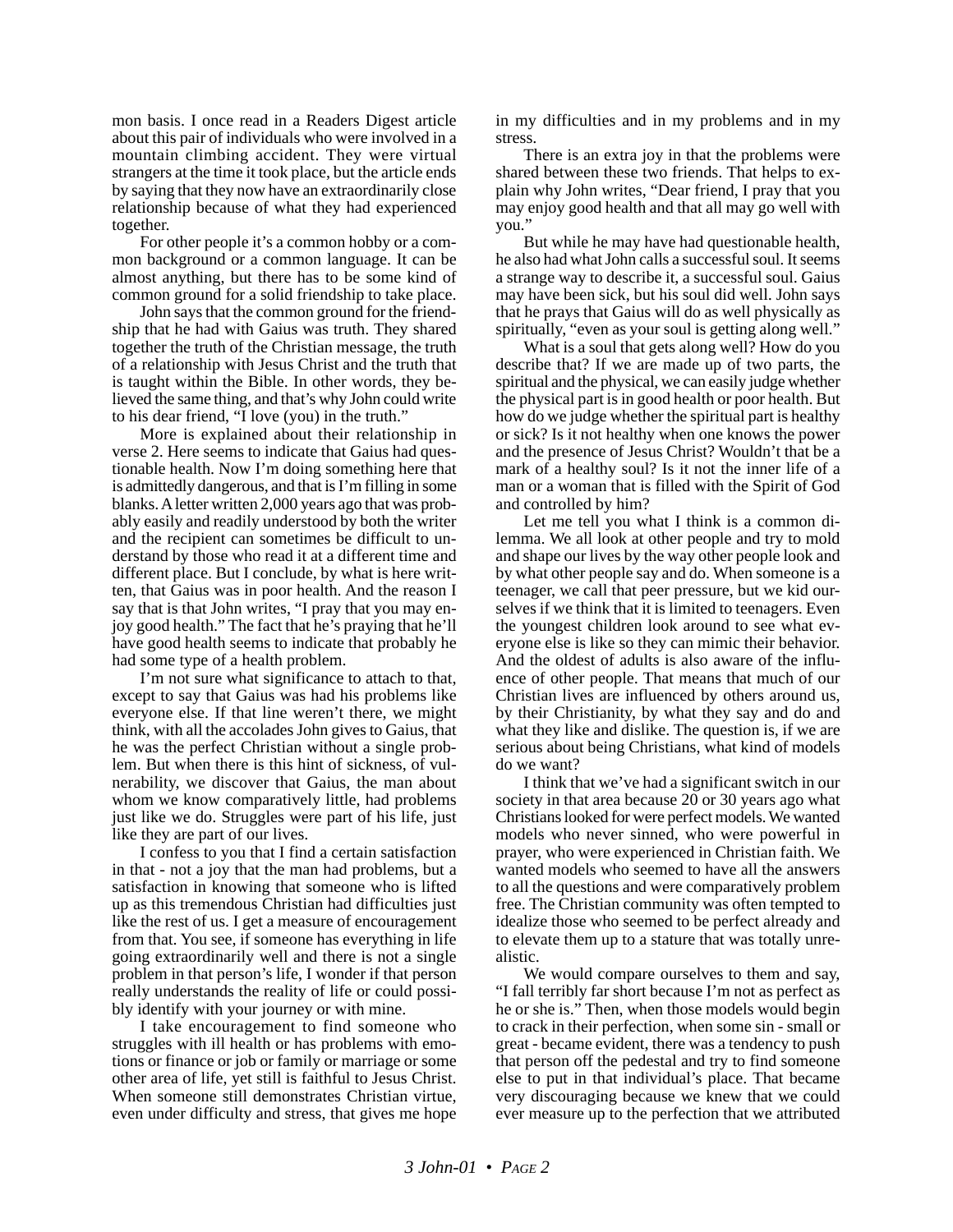mon basis. I once read in a Readers Digest article about this pair of individuals who were involved in a mountain climbing accident. They were virtual strangers at the time it took place, but the article ends by saying that they now have an extraordinarily close relationship because of what they had experienced together.

For other people it's a common hobby or a common background or a common language. It can be almost anything, but there has to be some kind of common ground for a solid friendship to take place.

John says that the common ground for the friendship that he had with Gaius was truth. They shared together the truth of the Christian message, the truth of a relationship with Jesus Christ and the truth that is taught within the Bible. In other words, they believed the same thing, and that's why John could write to his dear friend, "I love (you) in the truth."

More is explained about their relationship in verse 2. Here seems to indicate that Gaius had questionable health. Now I'm doing something here that is admittedly dangerous, and that is I'm filling in some blanks. A letter written 2,000 years ago that was probably easily and readily understood by both the writer and the recipient can sometimes be difficult to understand by those who read it at a different time and different place. But I conclude, by what is here written, that Gaius was in poor health. And the reason I say that is that John writes, "I pray that you may enjoy good health." The fact that he's praying that he'll have good health seems to indicate that probably he had some type of a health problem.

I'm not sure what significance to attach to that, except to say that Gaius was had his problems like everyone else. If that line weren't there, we might think, with all the accolades John gives to Gaius, that he was the perfect Christian without a single problem. But when there is this hint of sickness, of vulnerability, we discover that Gaius, the man about whom we know comparatively little, had problems just like we do. Struggles were part of his life, just like they are part of our lives.

I confess to you that I find a certain satisfaction in that - not a joy that the man had problems, but a satisfaction in knowing that someone who is lifted up as this tremendous Christian had difficulties just like the rest of us. I get a measure of encouragement from that. You see, if someone has everything in life going extraordinarily well and there is not a single problem in that person's life, I wonder if that person really understands the reality of life or could possibly identify with your journey or with mine.

I take encouragement to find someone who struggles with ill health or has problems with emotions or finance or job or family or marriage or some other area of life, yet still is faithful to Jesus Christ. When someone still demonstrates Christian virtue, even under difficulty and stress, that gives me hope in my difficulties and in my problems and in my stress.

There is an extra joy in that the problems were shared between these two friends. That helps to explain why John writes, "Dear friend, I pray that you may enjoy good health and that all may go well with you."

But while he may have had questionable health, he also had what John calls a successful soul. It seems a strange way to describe it, a successful soul. Gaius may have been sick, but his soul did well. John says that he prays that Gaius will do as well physically as spiritually, "even as your soul is getting along well."

What is a soul that gets along well? How do you describe that? If we are made up of two parts, the spiritual and the physical, we can easily judge whether the physical part is in good health or poor health. But how do we judge whether the spiritual part is healthy or sick? Is it not healthy when one knows the power and the presence of Jesus Christ? Wouldn't that be a mark of a healthy soul? Is it not the inner life of a man or a woman that is filled with the Spirit of God and controlled by him?

Let me tell you what I think is a common dilemma. We all look at other people and try to mold and shape our lives by the way other people look and by what other people say and do. When someone is a teenager, we call that peer pressure, but we kid ourselves if we think that it is limited to teenagers. Even the youngest children look around to see what everyone else is like so they can mimic their behavior. And the oldest of adults is also aware of the influence of other people. That means that much of our Christian lives are influenced by others around us, by their Christianity, by what they say and do and what they like and dislike. The question is, if we are serious about being Christians, what kind of models do we want?

I think that we've had a significant switch in our society in that area because 20 or 30 years ago what Christians looked for were perfect models. We wanted models who never sinned, who were powerful in prayer, who were experienced in Christian faith. We wanted models who seemed to have all the answers to all the questions and were comparatively problem free. The Christian community was often tempted to idealize those who seemed to be perfect already and to elevate them up to a stature that was totally unrealistic.

We would compare ourselves to them and say, "I fall terribly far short because I'm not as perfect as he or she is." Then, when those models would begin to crack in their perfection, when some sin - small or great - became evident, there was a tendency to push that person off the pedestal and try to find someone else to put in that individual's place. That became very discouraging because we knew that we could ever measure up to the perfection that we attributed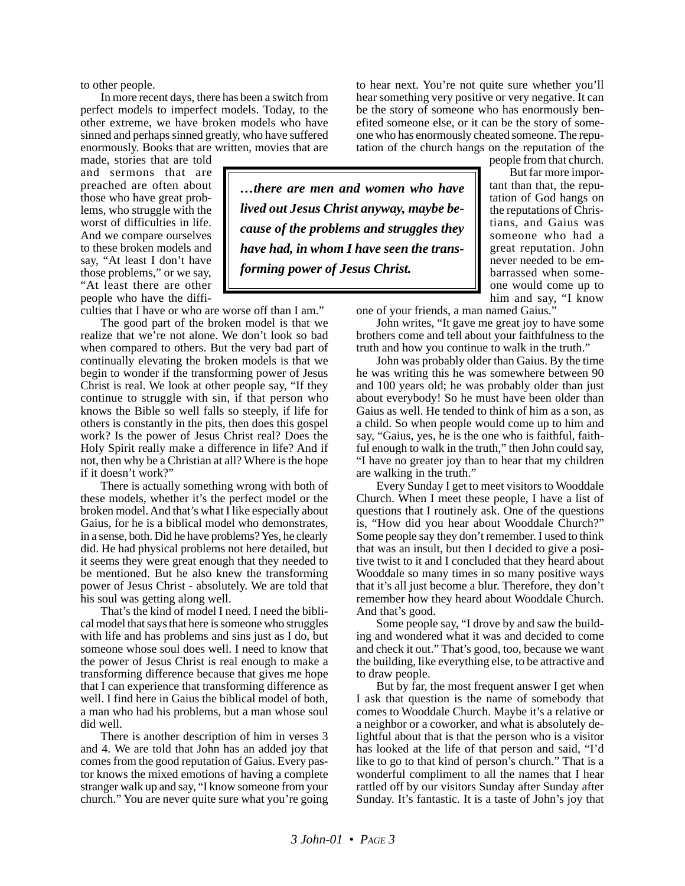to other people.

In more recent days, there has been a switch from perfect models to imperfect models. Today, to the other extreme, we have broken models who have sinned and perhaps sinned greatly, who have suffered enormously. Books that are written, movies that are made, stories that are told and sermons that are preached are often about those who have great problems, who struggle with the worst of difficulties in life. And we compare ourselves to these broken models and say, "At least I don't have those problems," or we say, "At least there are other people who have the difficulties that I have or who are worse off than I am."

> ***…there are men and women who have lived out Jesus Christ anyway, maybe because of the problems and struggles they have had, in whom I have seen the transforming power of Jesus Christ.***

The good part of the broken model is that we realize that we're not alone. We don't look so bad when compared to others. But the very bad part of continually elevating the broken models is that we begin to wonder if the transforming power of Jesus Christ is real. We look at other people say, "If they continue to struggle with sin, if that person who knows the Bible so well falls so steeply, if life for others is constantly in the pits, then does this gospel work? Is the power of Jesus Christ real? Does the Holy Spirit really make a difference in life? And if not, then why be a Christian at all? Where is the hope if it doesn't work?"

There is actually something wrong with both of these models, whether it's the perfect model or the broken model. And that's what I like especially about Gaius, for he is a biblical model who demonstrates, in a sense, both. Did he have problems? Yes, he clearly did. He had physical problems not here detailed, but it seems they were great enough that they needed to be mentioned. But he also knew the transforming power of Jesus Christ - absolutely. We are told that his soul was getting along well.

That's the kind of model I need. I need the biblical model that says that here is someone who struggles with life and has problems and sins just as I do, but someone whose soul does well. I need to know that the power of Jesus Christ is real enough to make a transforming difference because that gives me hope that I can experience that transforming difference as well. I find here in Gaius the biblical model of both, a man who had his problems, but a man whose soul did well.

There is another description of him in verses 3 and 4. We are told that John has an added joy that comes from the good reputation of Gaius. Every pastor knows the mixed emotions of having a complete stranger walk up and say, "I know someone from your church." You are never quite sure what you're going to hear next. You're not quite sure whether you'll hear something very positive or very negative. It can be the story of someone who has enormously benefited someone else, or it can be the story of someone who has enormously cheated someone. The reputation of the church hangs on the reputation of the people from that church.

But far more important than that, the reputation of God hangs on the reputations of Christians, and Gaius was someone who had a great reputation. John never needed to be embarrassed when someone would come up to him and say, "I know one of your friends, a man named Gaius."

John writes, "It gave me great joy to have some brothers come and tell about your faithfulness to the truth and how you continue to walk in the truth."

John was probably older than Gaius. By the time he was writing this he was somewhere between 90 and 100 years old; he was probably older than just about everybody! So he must have been older than Gaius as well. He tended to think of him as a son, as a child. So when people would come up to him and say, "Gaius, yes, he is the one who is faithful, faithful enough to walk in the truth," then John could say, "I have no greater joy than to hear that my children are walking in the truth."

Every Sunday I get to meet visitors to Wooddale Church. When I meet these people, I have a list of questions that I routinely ask. One of the questions is, "How did you hear about Wooddale Church?" Some people say they don't remember. I used to think that was an insult, but then I decided to give a positive twist to it and I concluded that they heard about Wooddale so many times in so many positive ways that it's all just become a blur. Therefore, they don't remember how they heard about Wooddale Church. And that's good.

Some people say, "I drove by and saw the building and wondered what it was and decided to come and check it out." That's good, too, because we want the building, like everything else, to be attractive and to draw people.

But by far, the most frequent answer I get when I ask that question is the name of somebody that comes to Wooddale Church. Maybe it's a relative or a neighbor or a coworker, and what is absolutely delightful about that is that the person who is a visitor has looked at the life of that person and said, "I'd like to go to that kind of person's church." That is a wonderful compliment to all the names that I hear rattled off by our visitors Sunday after Sunday after Sunday. It's fantastic. It is a taste of John's joy that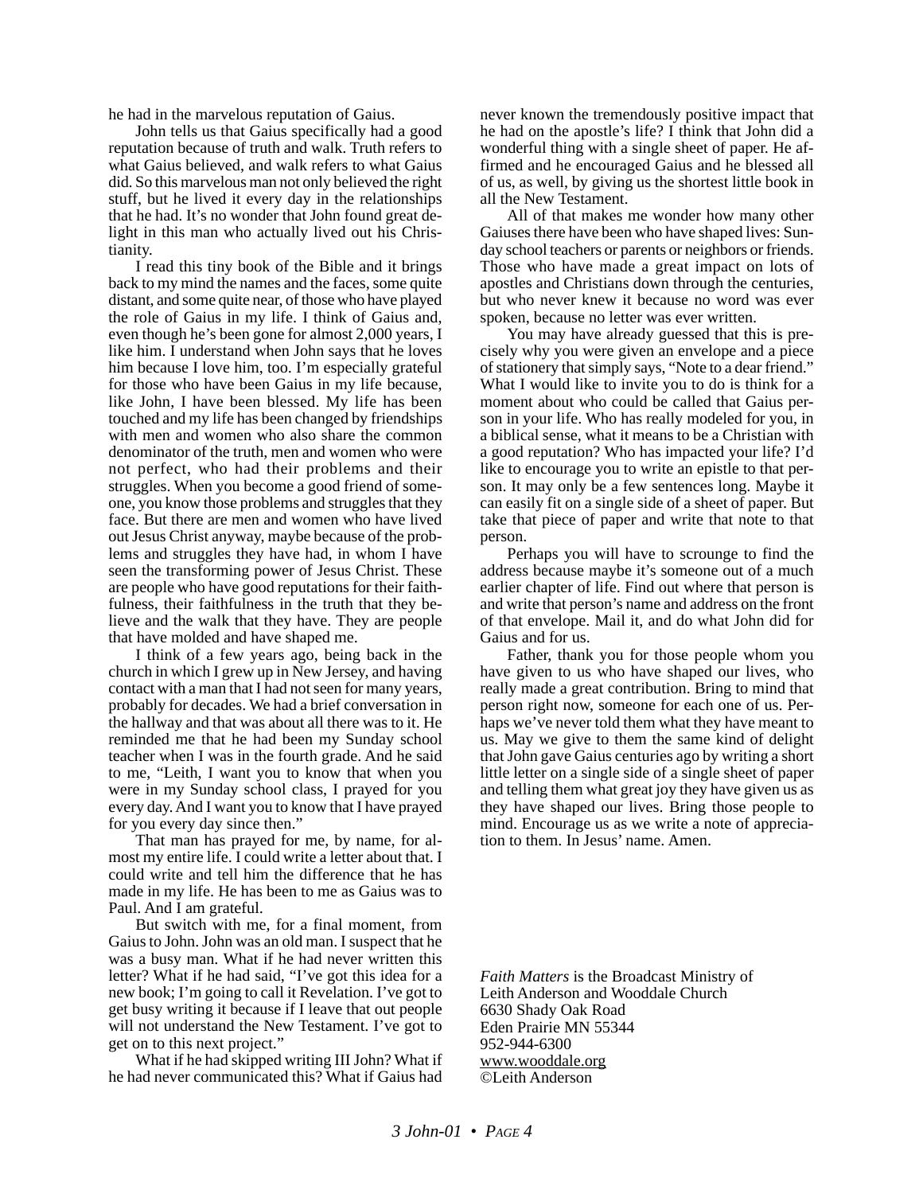he had in the marvelous reputation of Gaius.

John tells us that Gaius specifically had a good reputation because of truth and walk. Truth refers to what Gaius believed, and walk refers to what Gaius did. So this marvelous man not only believed the right stuff, but he lived it every day in the relationships that he had. It's no wonder that John found great delight in this man who actually lived out his Christianity.

I read this tiny book of the Bible and it brings back to my mind the names and the faces, some quite distant, and some quite near, of those who have played the role of Gaius in my life. I think of Gaius and, even though he's been gone for almost 2,000 years, I like him. I understand when John says that he loves him because I love him, too. I'm especially grateful for those who have been Gaius in my life because, like John, I have been blessed. My life has been touched and my life has been changed by friendships with men and women who also share the common denominator of the truth, men and women who were not perfect, who had their problems and their struggles. When you become a good friend of someone, you know those problems and struggles that they face. But there are men and women who have lived out Jesus Christ anyway, maybe because of the problems and struggles they have had, in whom I have seen the transforming power of Jesus Christ. These are people who have good reputations for their faithfulness, their faithfulness in the truth that they believe and the walk that they have. They are people that have molded and have shaped me.

I think of a few years ago, being back in the church in which I grew up in New Jersey, and having contact with a man that I had not seen for many years, probably for decades. We had a brief conversation in the hallway and that was about all there was to it. He reminded me that he had been my Sunday school teacher when I was in the fourth grade. And he said to me, "Leith, I want you to know that when you were in my Sunday school class, I prayed for you every day. And I want you to know that I have prayed for you every day since then."

That man has prayed for me, by name, for almost my entire life. I could write a letter about that. I could write and tell him the difference that he has made in my life. He has been to me as Gaius was to Paul. And I am grateful.

But switch with me, for a final moment, from Gaius to John. John was an old man. I suspect that he was a busy man. What if he had never written this letter? What if he had said, "I've got this idea for a new book; I'm going to call it Revelation. I've got to get busy writing it because if I leave that out people will not understand the New Testament. I've got to get on to this next project."

What if he had skipped writing III John? What if he had never communicated this? What if Gaius had never known the tremendously positive impact that he had on the apostle's life? I think that John did a wonderful thing with a single sheet of paper. He affirmed and he encouraged Gaius and he blessed all of us, as well, by giving us the shortest little book in all the New Testament.

All of that makes me wonder how many other Gaiuses there have been who have shaped lives: Sunday school teachers or parents or neighbors or friends. Those who have made a great impact on lots of apostles and Christians down through the centuries, but who never knew it because no word was ever spoken, because no letter was ever written.

You may have already guessed that this is precisely why you were given an envelope and a piece of stationery that simply says, "Note to a dear friend." What I would like to invite you to do is think for a moment about who could be called that Gaius person in your life. Who has really modeled for you, in a biblical sense, what it means to be a Christian with a good reputation? Who has impacted your life? I'd like to encourage you to write an epistle to that person. It may only be a few sentences long. Maybe it can easily fit on a single side of a sheet of paper. But take that piece of paper and write that note to that person.

Perhaps you will have to scrounge to find the address because maybe it's someone out of a much earlier chapter of life. Find out where that person is and write that person's name and address on the front of that envelope. Mail it, and do what John did for Gaius and for us.

Father, thank you for those people whom you have given to us who have shaped our lives, who really made a great contribution. Bring to mind that person right now, someone for each one of us. Perhaps we've never told them what they have meant to us. May we give to them the same kind of delight that John gave Gaius centuries ago by writing a short little letter on a single side of a single sheet of paper and telling them what great joy they have given us as they have shaped our lives. Bring those people to mind. Encourage us as we write a note of appreciation to them. In Jesus' name. Amen.

*Faith Matters* is the Broadcast Ministry of
Leith Anderson and Wooddale Church
6630 Shady Oak Road
Eden Prairie MN 55344
952-944-6300
www.wooddale.org
©Leith Anderson